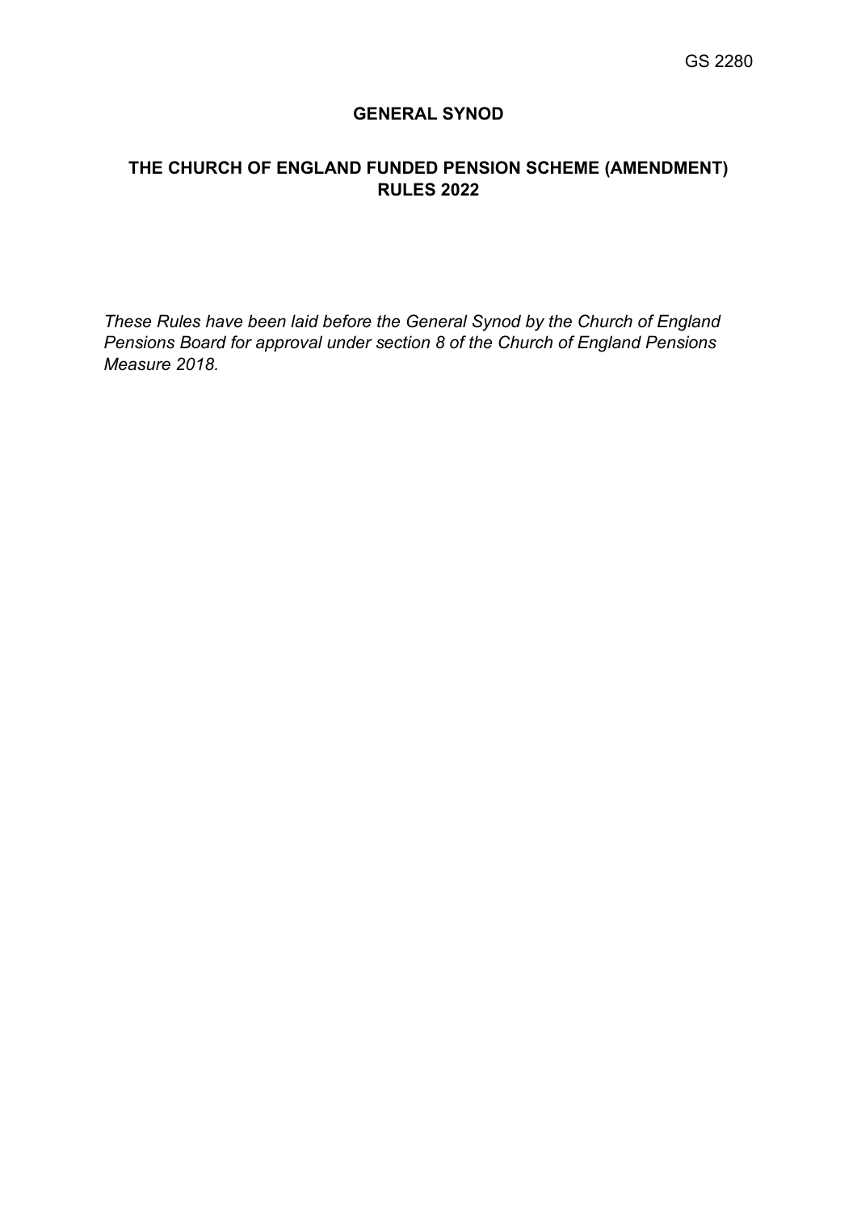GS 2280

# GENERAL SYNOD

## THE CHURCH OF ENGLAND FUNDED PENSION SCHEME (AMENDMENT) RULES 2022

*These Rules have been laid before the General Synod by the Church of England Pensions Board for approval under section 8 of the Church of England Pensions Measure 2018.*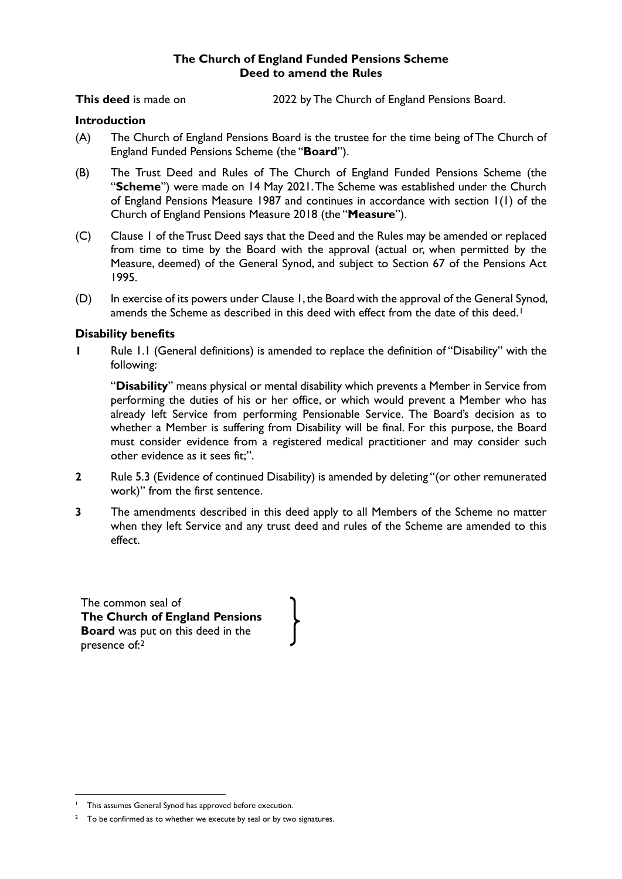**The Church of England Funded Pensions Scheme**
**Deed to amend the Rules**

**This deed** is made on 2022 by The Church of England Pensions Board.

**Introduction**

(A) The Church of England Pensions Board is the trustee for the time being of The Church of England Funded Pensions Scheme (the "**Board**").

(B) The Trust Deed and Rules of The Church of England Funded Pensions Scheme (the "**Scheme**") were made on 14 May 2021. The Scheme was established under the Church of England Pensions Measure 1987 and continues in accordance with section 1(1) of the Church of England Pensions Measure 2018 (the "**Measure**").

(C) Clause 1 of the Trust Deed says that the Deed and the Rules may be amended or replaced from time to time by the Board with the approval (actual or, when permitted by the Measure, deemed) of the General Synod, and subject to Section 67 of the Pensions Act 1995.

(D) In exercise of its powers under Clause 1, the Board with the approval of the General Synod, amends the Scheme as described in this deed with effect from the date of this deed.[1]

**Disability benefits**

**1** Rule 1.1 (General definitions) is amended to replace the definition of "Disability" with the following:

"**Disability**" means physical or mental disability which prevents a Member in Service from performing the duties of his or her office, or which would prevent a Member who has already left Service from performing Pensionable Service. The Board's decision as to whether a Member is suffering from Disability will be final. For this purpose, the Board must consider evidence from a registered medical practitioner and may consider such other evidence as it sees fit;".

**2** Rule 5.3 (Evidence of continued Disability) is amended by deleting "(or other remunerated work)" from the first sentence.

**3** The amendments described in this deed apply to all Members of the Scheme no matter when they left Service and any trust deed and rules of the Scheme are amended to this effect.

The common seal of **The Church of England Pensions Board** was put on this deed in the presence of:[2]

[1] This assumes General Synod has approved before execution.

[2] To be confirmed as to whether we execute by seal or by two signatures.